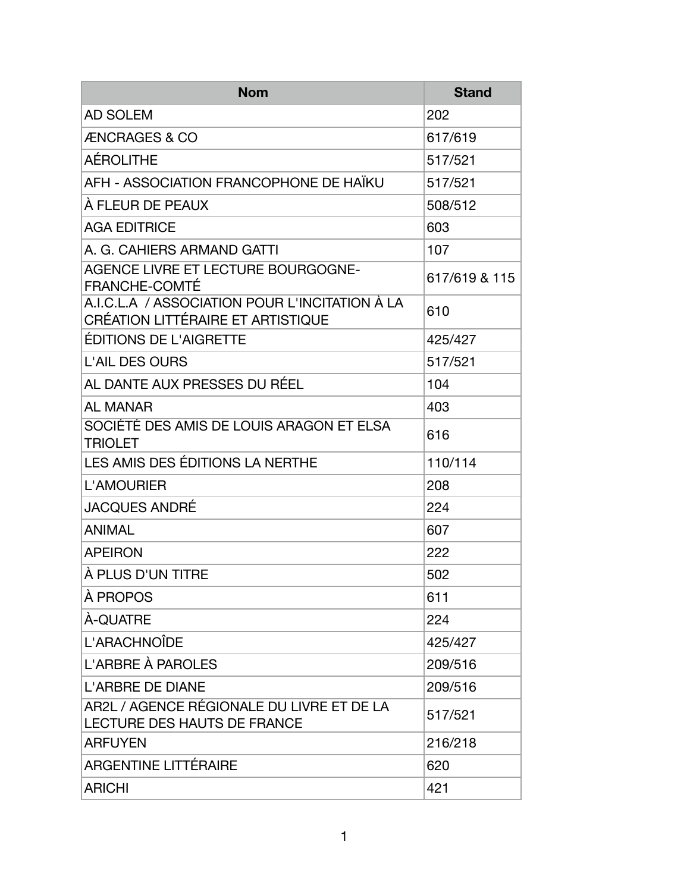| Nom | Stand |
|---|---|
| AD SOLEM | 202 |
| ÆNCRAGES & CO | 617/619 |
| AÉROLITHE | 517/521 |
| AFH - ASSOCIATION FRANCOPHONE DE HAÏKU | 517/521 |
| À FLEUR DE PEAUX | 508/512 |
| AGA EDITRICE | 603 |
| A. G. CAHIERS ARMAND GATTI | 107 |
| AGENCE LIVRE ET LECTURE BOURGOGNE-FRANCHE-COMTÉ | 617/619 & 115 |
| A.I.C.L.A / ASSOCIATION POUR L'INCITATION À LA CRÉATION LITTÉRAIRE ET ARTISTIQUE | 610 |
| ÉDITIONS DE L'AIGRETTE | 425/427 |
| L'AIL DES OURS | 517/521 |
| AL DANTE AUX PRESSES DU RÉEL | 104 |
| AL MANAR | 403 |
| SOCIÉTÉ DES AMIS DE LOUIS ARAGON ET ELSA TRIOLET | 616 |
| LES AMIS DES ÉDITIONS LA NERTHE | 110/114 |
| L'AMOURIER | 208 |
| JACQUES ANDRÉ | 224 |
| ANIMAL | 607 |
| APEIRON | 222 |
| À PLUS D'UN TITRE | 502 |
| À PROPOS | 611 |
| À-QUATRE | 224 |
| L'ARACHNOÏDE | 425/427 |
| L'ARBRE À PAROLES | 209/516 |
| L'ARBRE DE DIANE | 209/516 |
| AR2L / AGENCE RÉGIONALE DU LIVRE ET DE LA LECTURE DES HAUTS DE FRANCE | 517/521 |
| ARFUYEN | 216/218 |
| ARGENTINE LITTÉRAIRE | 620 |
| ARICHI | 421 |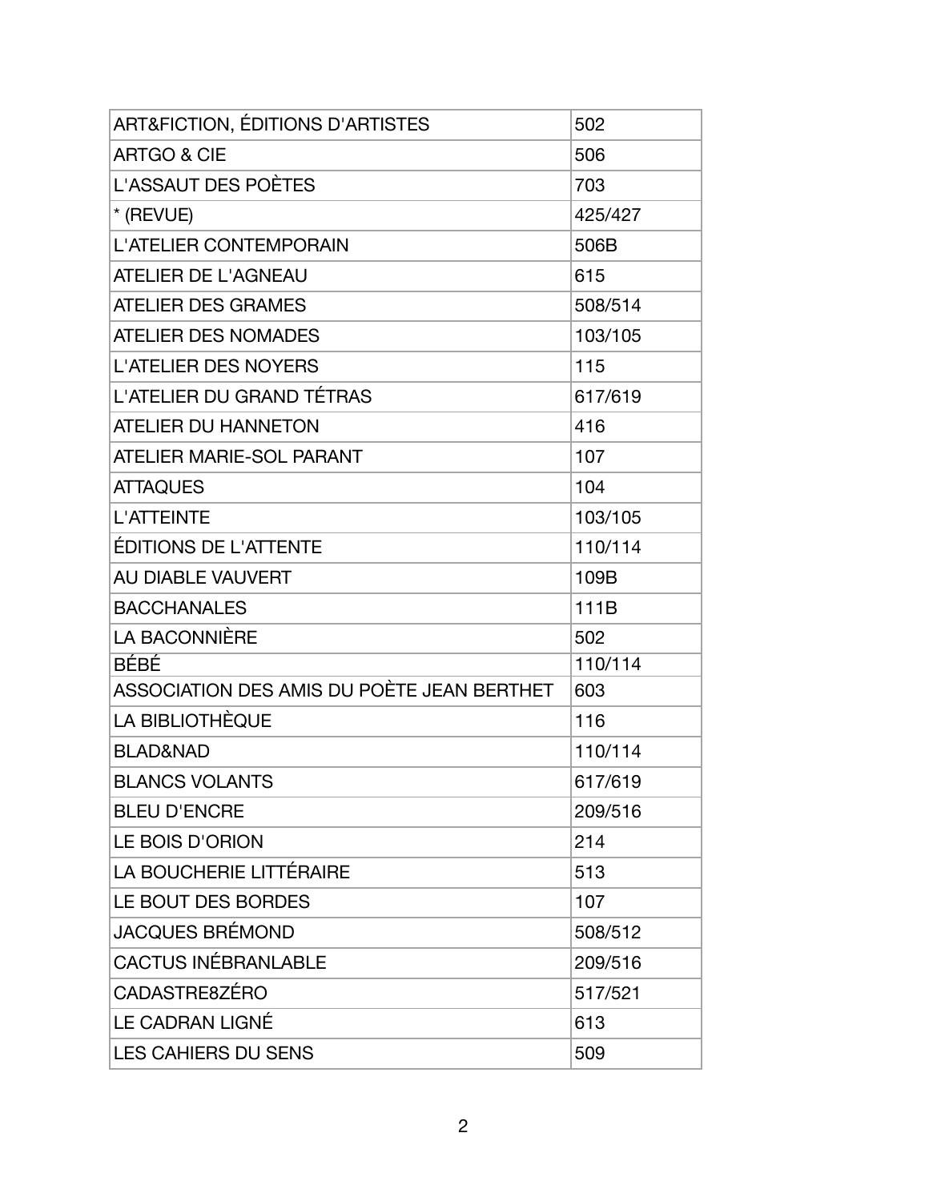| | |
|---|---|
| ART&FICTION, ÉDITIONS D'ARTISTES | 502 |
| ARTGO & CIE | 506 |
| L'ASSAUT DES POÈTES | 703 |
| * (REVUE) | 425/427 |
| L'ATELIER CONTEMPORAIN | 506B |
| ATELIER DE L'AGNEAU | 615 |
| ATELIER DES GRAMES | 508/514 |
| ATELIER DES NOMADES | 103/105 |
| L'ATELIER DES NOYERS | 115 |
| L'ATELIER DU GRAND TÉTRAS | 617/619 |
| ATELIER DU HANNETON | 416 |
| ATELIER MARIE-SOL PARANT | 107 |
| ATTAQUES | 104 |
| L'ATTEINTE | 103/105 |
| ÉDITIONS DE L'ATTENTE | 110/114 |
| AU DIABLE VAUVERT | 109B |
| BACCHANALES | 111B |
| LA BACONNIÈRE | 502 |
| BÉBÉ | 110/114 |
| ASSOCIATION DES AMIS DU POÈTE JEAN BERTHET | 603 |
| LA BIBLIOTHÈQUE | 116 |
| BLAD&NAD | 110/114 |
| BLANCS VOLANTS | 617/619 |
| BLEU D'ENCRE | 209/516 |
| LE BOIS D'ORION | 214 |
| LA BOUCHERIE LITTÉRAIRE | 513 |
| LE BOUT DES BORDES | 107 |
| JACQUES BRÉMOND | 508/512 |
| CACTUS INÉBRANLABLE | 209/516 |
| CADASTRE8ZÉRO | 517/521 |
| LE CADRAN LIGNÉ | 613 |
| LES CAHIERS DU SENS | 509 |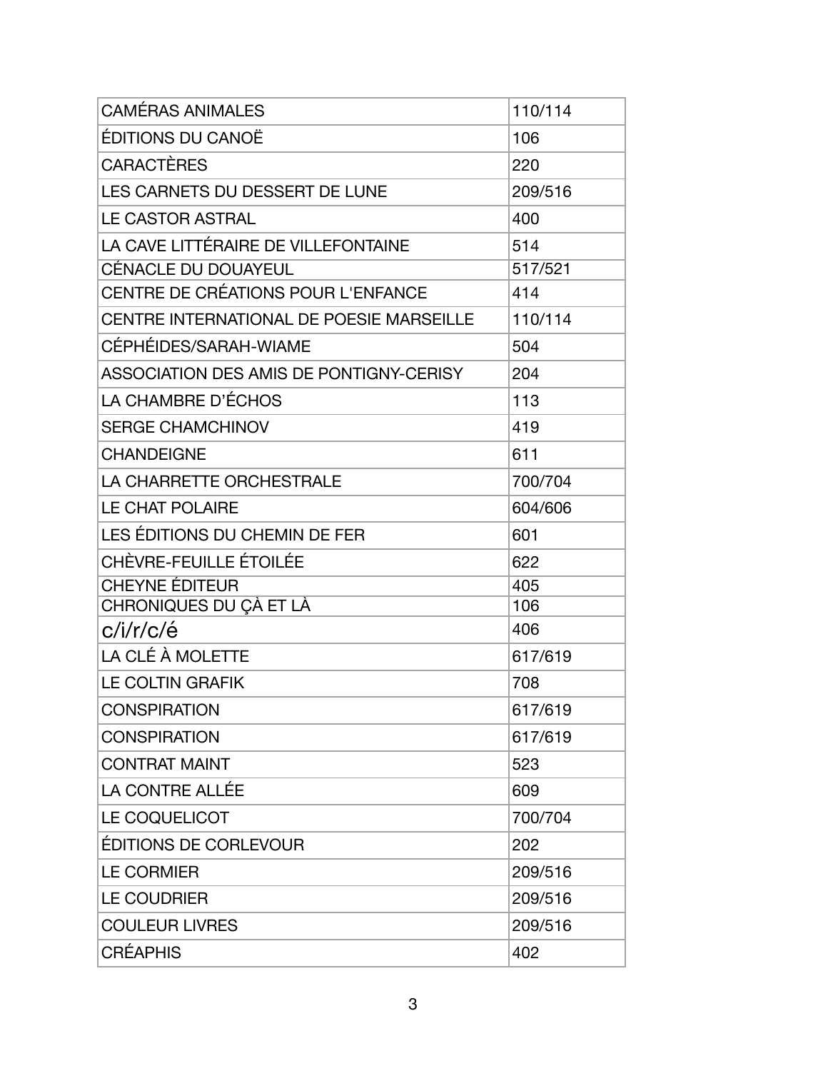| | |
|---|---|
| CAMÉRAS ANIMALES | 110/114 |
| ÉDITIONS DU CANOË | 106 |
| CARACTÈRES | 220 |
| LES CARNETS DU DESSERT DE LUNE | 209/516 |
| LE CASTOR ASTRAL | 400 |
| LA CAVE LITTÉRAIRE DE VILLEFONTAINE | 514 |
| CÉNACLE DU DOUAYEUL | 517/521 |
| CENTRE DE CRÉATIONS POUR L'ENFANCE | 414 |
| CENTRE INTERNATIONAL DE POESIE MARSEILLE | 110/114 |
| CÉPHÉIDES/SARAH-WIAME | 504 |
| ASSOCIATION DES AMIS DE PONTIGNY-CERISY | 204 |
| LA CHAMBRE D'ÉCHOS | 113 |
| SERGE CHAMCHINOV | 419 |
| CHANDEIGNE | 611 |
| LA CHARRETTE ORCHESTRALE | 700/704 |
| LE CHAT POLAIRE | 604/606 |
| LES ÉDITIONS DU CHEMIN DE FER | 601 |
| CHÈVRE-FEUILLE ÉTOILÉE | 622 |
| CHEYNE ÉDITEUR | 405 |
| CHRONIQUES DU ÇÀ ET LÀ | 106 |
| c/i/r/c/é | 406 |
| LA CLÉ À MOLETTE | 617/619 |
| LE COLTIN GRAFIK | 708 |
| CONSPIRATION | 617/619 |
| CONSPIRATION | 617/619 |
| CONTRAT MAINT | 523 |
| LA CONTRE ALLÉE | 609 |
| LE COQUELICOT | 700/704 |
| ÉDITIONS DE CORLEVOUR | 202 |
| LE CORMIER | 209/516 |
| LE COUDRIER | 209/516 |
| COULEUR LIVRES | 209/516 |
| CRÉAPHIS | 402 |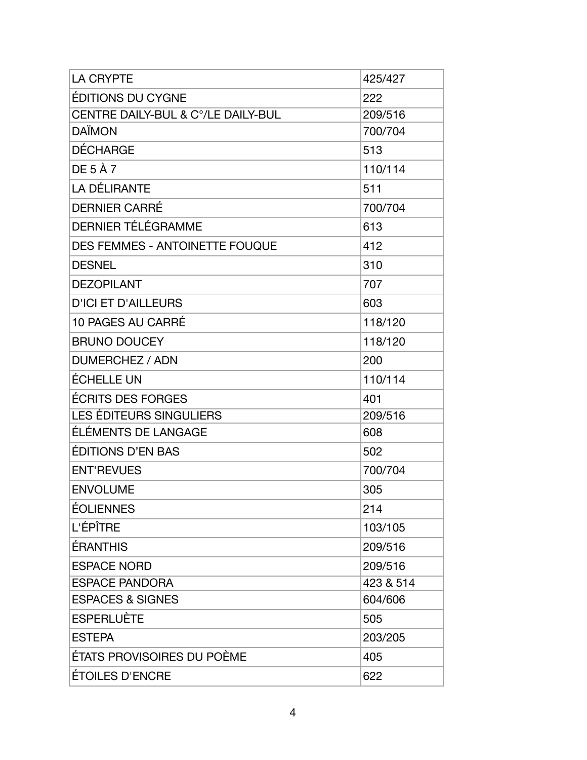| | |
|---|---|
| LA CRYPTE | 425/427 |
| ÉDITIONS DU CYGNE | 222 |
| CENTRE DAILY-BUL & C°/LE DAILY-BUL | 209/516 |
| DAÏMON | 700/704 |
| DÉCHARGE | 513 |
| DE 5 À 7 | 110/114 |
| LA DÉLIRANTE | 511 |
| DERNIER CARRÉ | 700/704 |
| DERNIER TÉLÉGRAMME | 613 |
| DES FEMMES - ANTOINETTE FOUQUE | 412 |
| DESNEL | 310 |
| DEZOPILANT | 707 |
| D'ICI ET D'AILLEURS | 603 |
| 10 PAGES AU CARRÉ | 118/120 |
| BRUNO DOUCEY | 118/120 |
| DUMERCHEZ / ADN | 200 |
| ÉCHELLE UN | 110/114 |
| ÉCRITS DES FORGES | 401 |
| LES ÉDITEURS SINGULIERS | 209/516 |
| ÉLÉMENTS DE LANGAGE | 608 |
| ÉDITIONS D'EN BAS | 502 |
| ENT'REVUES | 700/704 |
| ENVOLUME | 305 |
| ÉOLIENNES | 214 |
| L'ÉPÎTRE | 103/105 |
| ÉRANTHIS | 209/516 |
| ESPACE NORD | 209/516 |
| ESPACE PANDORA | 423 & 514 |
| ESPACES & SIGNES | 604/606 |
| ESPERLUÈTE | 505 |
| ESTEPA | 203/205 |
| ÉTATS PROVISOIRES DU POÈME | 405 |
| ÉTOILES D'ENCRE | 622 |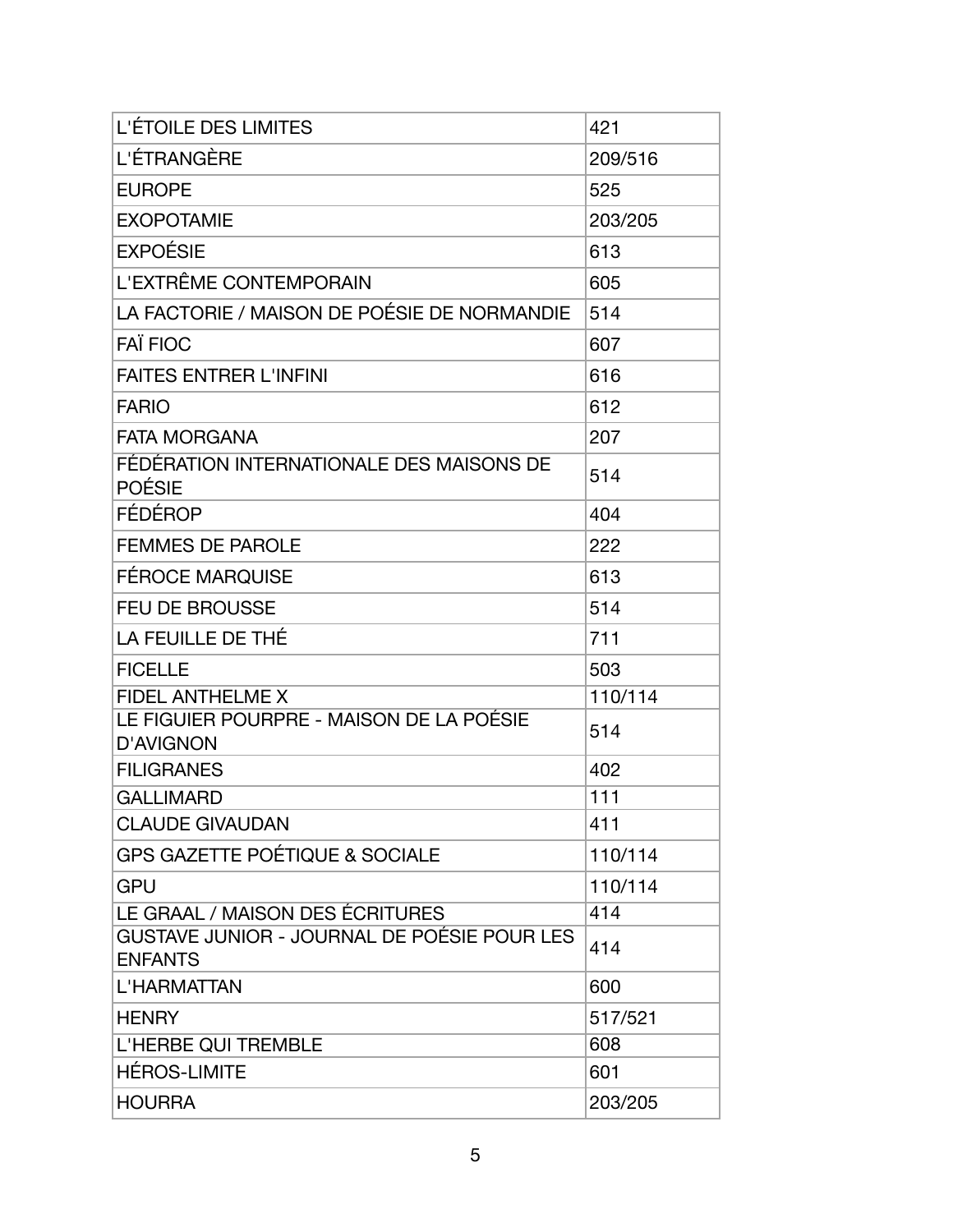| | |
|---|---|
| L'ÉTOILE DES LIMITES | 421 |
| L'ÉTRANGÈRE | 209/516 |
| EUROPE | 525 |
| EXOPOTAMIE | 203/205 |
| EXPOÉSIE | 613 |
| L'EXTRÊME CONTEMPORAIN | 605 |
| LA FACTORIE / MAISON DE POÉSIE DE NORMANDIE | 514 |
| FAÏ FIOC | 607 |
| FAITES ENTRER L'INFINI | 616 |
| FARIO | 612 |
| FATA MORGANA | 207 |
| FÉDÉRATION INTERNATIONALE DES MAISONS DE POÉSIE | 514 |
| FÉDÉROP | 404 |
| FEMMES DE PAROLE | 222 |
| FÉROCE MARQUISE | 613 |
| FEU DE BROUSSE | 514 |
| LA FEUILLE DE THÉ | 711 |
| FICELLE | 503 |
| FIDEL ANTHELME X | 110/114 |
| LE FIGUIER POURPRE - MAISON DE LA POÉSIE D'AVIGNON | 514 |
| FILIGRANES | 402 |
| GALLIMARD | 111 |
| CLAUDE GIVAUDAN | 411 |
| GPS GAZETTE POÉTIQUE & SOCIALE | 110/114 |
| GPU | 110/114 |
| LE GRAAL / MAISON DES ÉCRITURES | 414 |
| GUSTAVE JUNIOR - JOURNAL DE POÉSIE POUR LES ENFANTS | 414 |
| L'HARMATTAN | 600 |
| HENRY | 517/521 |
| L'HERBE QUI TREMBLE | 608 |
| HÉROS-LIMITE | 601 |
| HOURRA | 203/205 |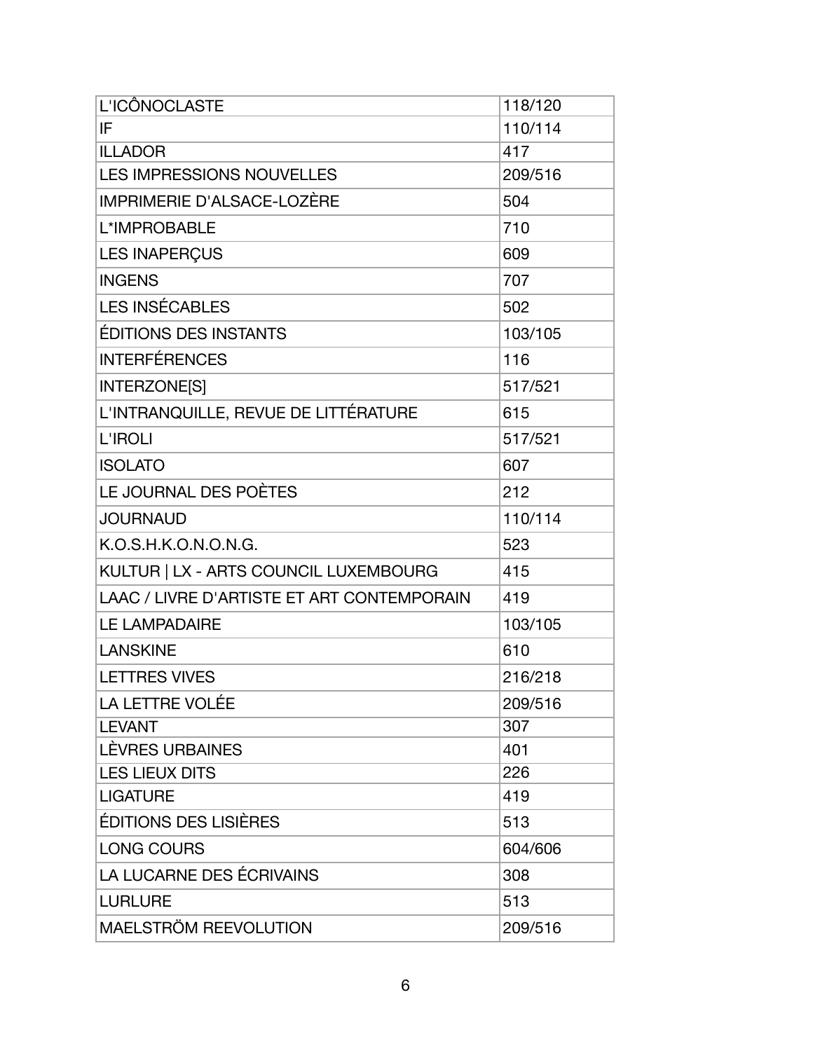| L'ICÔNOCLASTE | 118/120 |
|---|---|
| IF | 110/114 |
| ILLADOR | 417 |
| LES IMPRESSIONS NOUVELLES | 209/516 |
| IMPRIMERIE D'ALSACE-LOZÈRE | 504 |
| L*IMPROBABLE | 710 |
| LES INAPERÇUS | 609 |
| INGENS | 707 |
| LES INSÉCABLES | 502 |
| ÉDITIONS DES INSTANTS | 103/105 |
| INTERFÉRENCES | 116 |
| INTERZONE[S] | 517/521 |
| L'INTRANQUILLE, REVUE DE LITTÉRATURE | 615 |
| L'IROLI | 517/521 |
| ISOLATO | 607 |
| LE JOURNAL DES POÈTES | 212 |
| JOURNAUD | 110/114 |
| K.O.S.H.K.O.N.O.N.G. | 523 |
| KULTUR \| LX - ARTS COUNCIL LUXEMBOURG | 415 |
| LAAC / LIVRE D'ARTISTE ET ART CONTEMPORAIN | 419 |
| LE LAMPADAIRE | 103/105 |
| LANSKINE | 610 |
| LETTRES VIVES | 216/218 |
| LA LETTRE VOLÉE | 209/516 |
| LEVANT | 307 |
| LÈVRES URBAINES | 401 |
| LES LIEUX DITS | 226 |
| LIGATURE | 419 |
| ÉDITIONS DES LISIÈRES | 513 |
| LONG COURS | 604/606 |
| LA LUCARNE DES ÉCRIVAINS | 308 |
| LURLURE | 513 |
| MAELSTRÖM REEVOLUTION | 209/516 |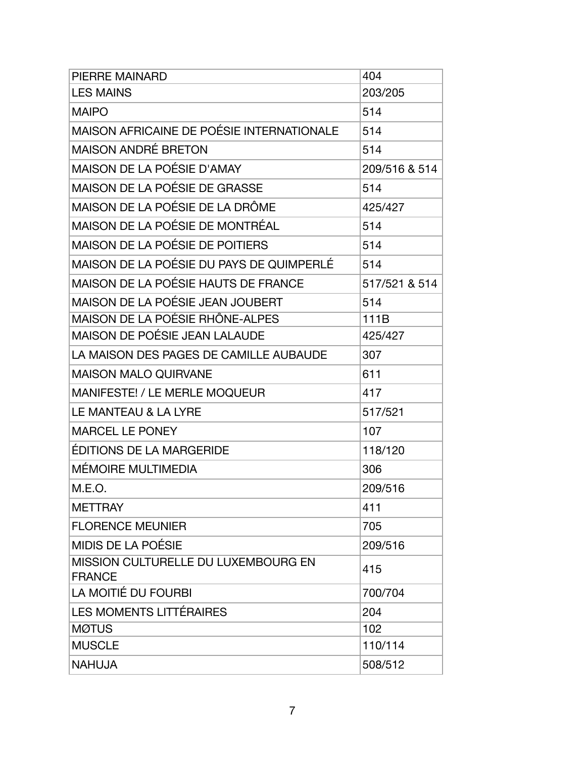| PIERRE MAINARD | 404 |
|---|---|
| LES MAINS | 203/205 |
| MAIPO | 514 |
| MAISON AFRICAINE DE POÉSIE INTERNATIONALE | 514 |
| MAISON ANDRÉ BRETON | 514 |
| MAISON DE LA POÉSIE D'AMAY | 209/516 & 514 |
| MAISON DE LA POÉSIE DE GRASSE | 514 |
| MAISON DE LA POÉSIE DE LA DRÔME | 425/427 |
| MAISON DE LA POÉSIE DE MONTRÉAL | 514 |
| MAISON DE LA POÉSIE DE POITIERS | 514 |
| MAISON DE LA POÉSIE DU PAYS DE QUIMPERLÉ | 514 |
| MAISON DE LA POÉSIE HAUTS DE FRANCE | 517/521 & 514 |
| MAISON DE LA POÉSIE JEAN JOUBERT | 514 |
| MAISON DE LA POÉSIE RHÔNE-ALPES | 111B |
| MAISON DE POÉSIE JEAN LALAUDE | 425/427 |
| LA MAISON DES PAGES DE CAMILLE AUBAUDE | 307 |
| MAISON MALO QUIRVANE | 611 |
| MANIFESTE! / LE MERLE MOQUEUR | 417 |
| LE MANTEAU & LA LYRE | 517/521 |
| MARCEL LE PONEY | 107 |
| ÉDITIONS DE LA MARGERIDE | 118/120 |
| MÉMOIRE MULTIMEDIA | 306 |
| M.E.O. | 209/516 |
| METTRAY | 411 |
| FLORENCE MEUNIER | 705 |
| MIDIS DE LA POÉSIE | 209/516 |
| MISSION CULTURELLE DU LUXEMBOURG EN FRANCE | 415 |
| LA MOITIÉ DU FOURBI | 700/704 |
| LES MOMENTS LITTÉRAIRES | 204 |
| MØTUS | 102 |
| MUSCLE | 110/114 |
| NAHUJA | 508/512 |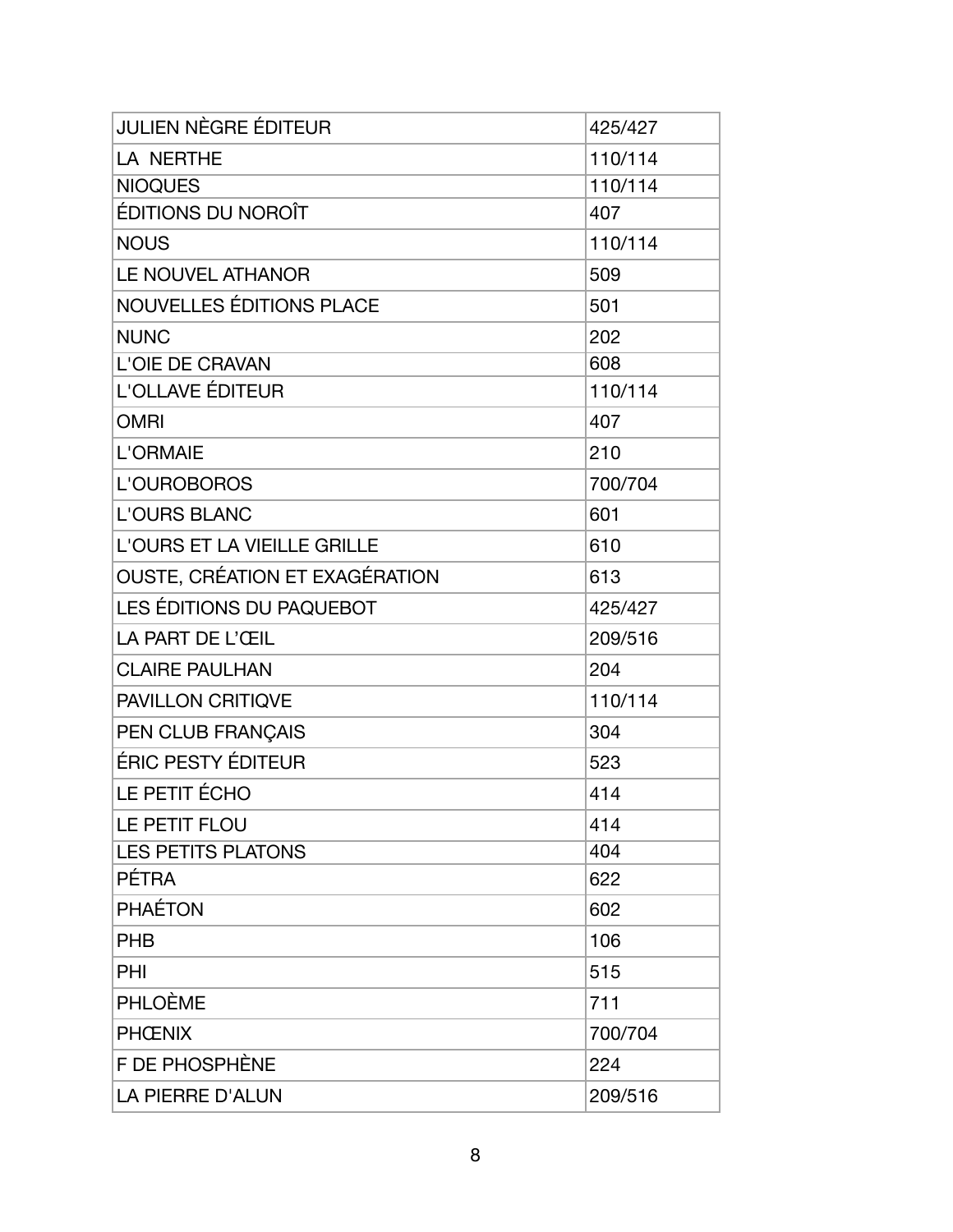| | |
|---|---|
| JULIEN NÈGRE ÉDITEUR | 425/427 |
| LA  NERTHE | 110/114 |
| NIOQUES | 110/114 |
| ÉDITIONS DU NOROÎT | 407 |
| NOUS | 110/114 |
| LE NOUVEL ATHANOR | 509 |
| NOUVELLES ÉDITIONS PLACE | 501 |
| NUNC | 202 |
| L'OIE DE CRAVAN | 608 |
| L'OLLAVE ÉDITEUR | 110/114 |
| OMRI | 407 |
| L'ORMAIE | 210 |
| L'OUROBOROS | 700/704 |
| L'OURS BLANC | 601 |
| L'OURS ET LA VIEILLE GRILLE | 610 |
| OUSTE, CRÉATION ET EXAGÉRATION | 613 |
| LES ÉDITIONS DU PAQUEBOT | 425/427 |
| LA PART DE L'ŒIL | 209/516 |
| CLAIRE PAULHAN | 204 |
| PAVILLON CRITIQVE | 110/114 |
| PEN CLUB FRANÇAIS | 304 |
| ÉRIC PESTY ÉDITEUR | 523 |
| LE PETIT ÉCHO | 414 |
| LE PETIT FLOU | 414 |
| LES PETITS PLATONS | 404 |
| PÉTRA | 622 |
| PHAÉTON | 602 |
| PHB | 106 |
| PHI | 515 |
| PHLOÈME | 711 |
| PHŒNIX | 700/704 |
| F DE PHOSPHÈNE | 224 |
| LA PIERRE D'ALUN | 209/516 |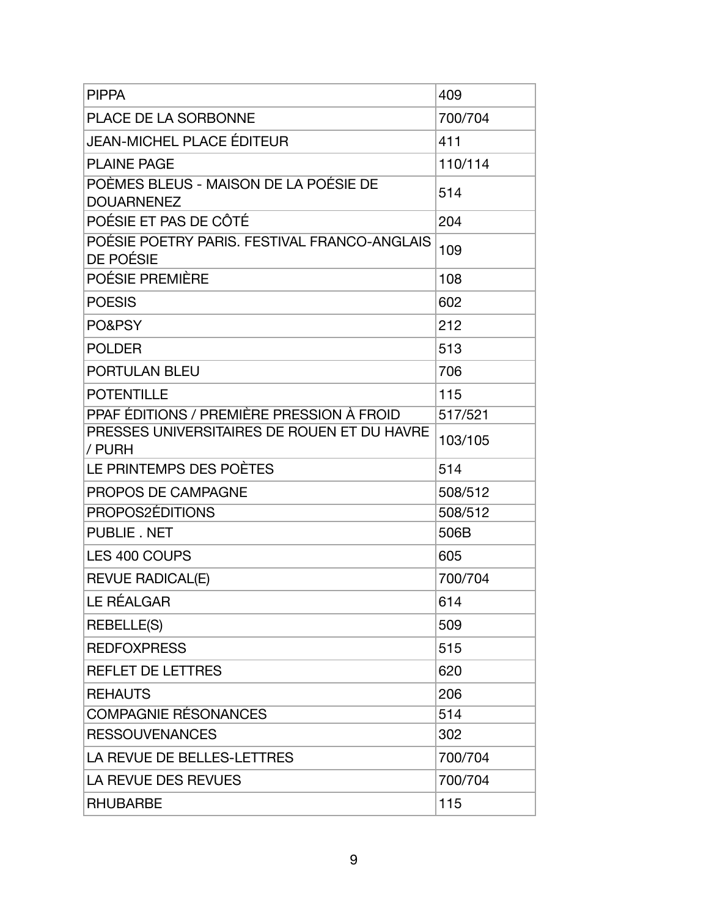| | |
|---|---|
| PIPPA | 409 |
| PLACE DE LA SORBONNE | 700/704 |
| JEAN-MICHEL PLACE ÉDITEUR | 411 |
| PLAINE PAGE | 110/114 |
| POÈMES BLEUS - MAISON DE LA POÉSIE DE DOUARNENEZ | 514 |
| POÉSIE ET PAS DE CÔTÉ | 204 |
| POÉSIE POETRY PARIS. FESTIVAL FRANCO-ANGLAIS DE POÉSIE | 109 |
| POÉSIE PREMIÈRE | 108 |
| POESIS | 602 |
| PO&PSY | 212 |
| POLDER | 513 |
| PORTULAN BLEU | 706 |
| POTENTILLE | 115 |
| PPAF ÉDITIONS / PREMIÈRE PRESSION À FROID | 517/521 |
| PRESSES UNIVERSITAIRES DE ROUEN ET DU HAVRE / PURH | 103/105 |
| LE PRINTEMPS DES POÈTES | 514 |
| PROPOS DE CAMPAGNE | 508/512 |
| PROPOS2ÉDITIONS | 508/512 |
| PUBLIE . NET | 506B |
| LES 400 COUPS | 605 |
| REVUE RADICAL(E) | 700/704 |
| LE RÉALGAR | 614 |
| REBELLE(S) | 509 |
| REDFOXPRESS | 515 |
| REFLET DE LETTRES | 620 |
| REHAUTS | 206 |
| COMPAGNIE RÉSONANCES | 514 |
| RESSOUVENANCES | 302 |
| LA REVUE DE BELLES-LETTRES | 700/704 |
| LA REVUE DES REVUES | 700/704 |
| RHUBARBE | 115 |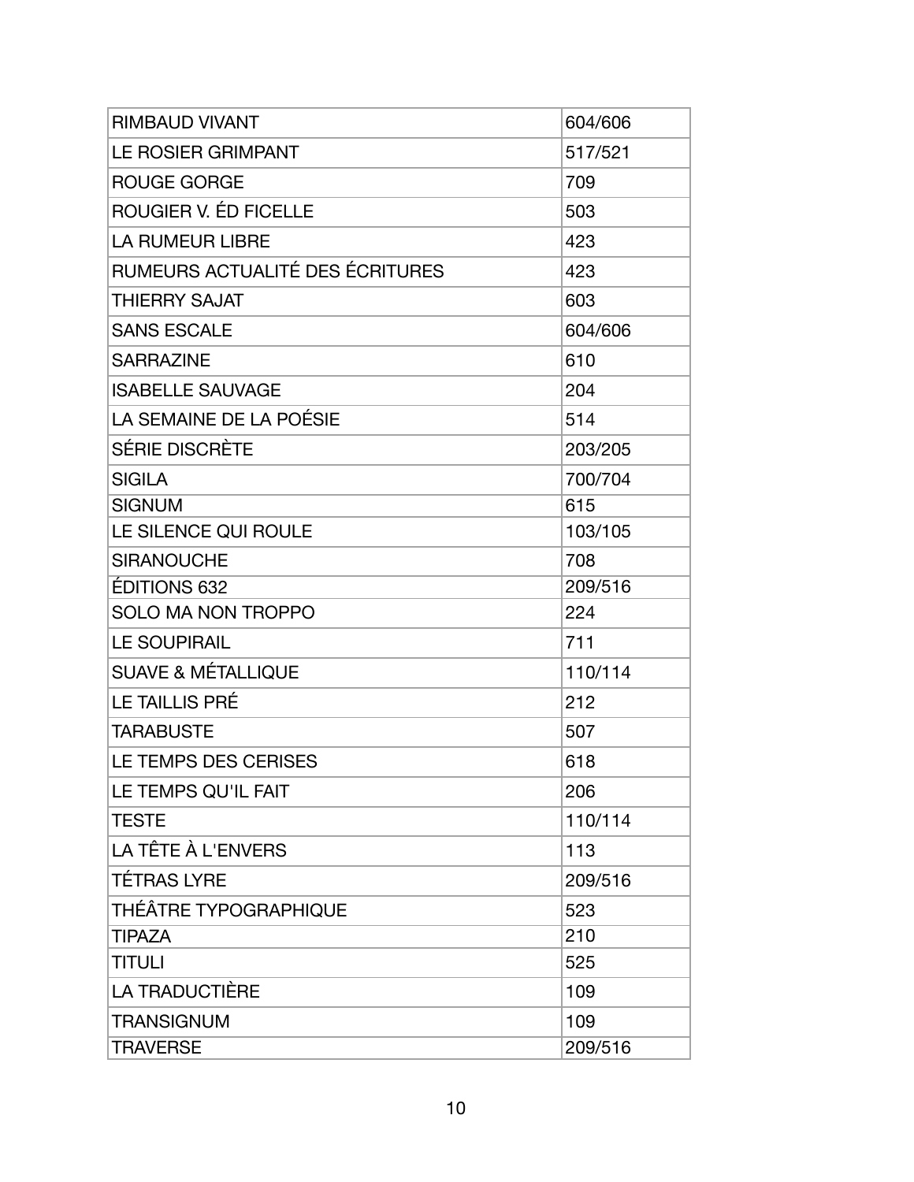| | |
|---|---|
| RIMBAUD VIVANT | 604/606 |
| LE ROSIER GRIMPANT | 517/521 |
| ROUGE GORGE | 709 |
| ROUGIER V. ÉD FICELLE | 503 |
| LA RUMEUR LIBRE | 423 |
| RUMEURS ACTUALITÉ DES ÉCRITURES | 423 |
| THIERRY SAJAT | 603 |
| SANS ESCALE | 604/606 |
| SARRAZINE | 610 |
| ISABELLE SAUVAGE | 204 |
| LA SEMAINE DE LA POÉSIE | 514 |
| SÉRIE DISCRÈTE | 203/205 |
| SIGILA | 700/704 |
| SIGNUM | 615 |
| LE SILENCE QUI ROULE | 103/105 |
| SIRANOUCHE | 708 |
| ÉDITIONS 632 | 209/516 |
| SOLO MA NON TROPPO | 224 |
| LE SOUPIRAIL | 711 |
| SUAVE & MÉTALLIQUE | 110/114 |
| LE TAILLIS PRÉ | 212 |
| TARABUSTE | 507 |
| LE TEMPS DES CERISES | 618 |
| LE TEMPS QU'IL FAIT | 206 |
| TESTE | 110/114 |
| LA TÊTE À L'ENVERS | 113 |
| TÉTRAS LYRE | 209/516 |
| THÉÂTRE TYPOGRAPHIQUE | 523 |
| TIPAZA | 210 |
| TITULI | 525 |
| LA TRADUCTIÈRE | 109 |
| TRANSIGNUM | 109 |
| TRAVERSE | 209/516 |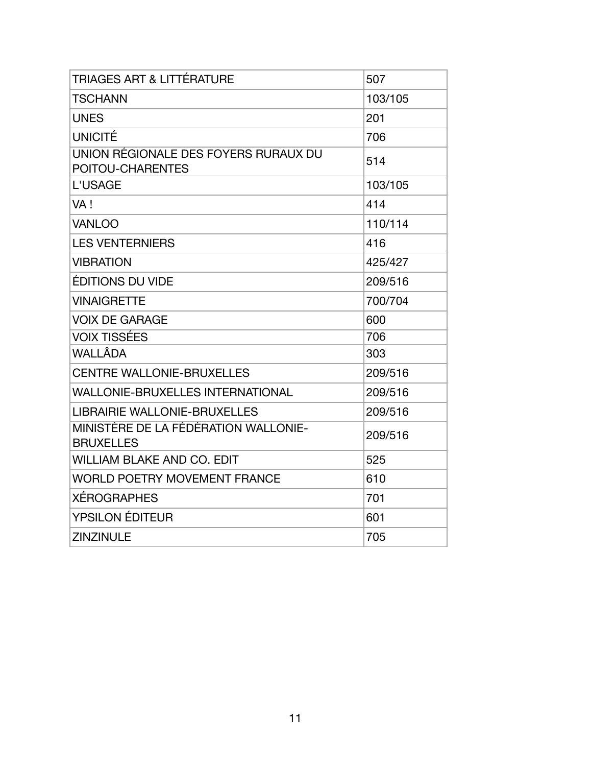| | |
|---|---|
| TRIAGES ART & LITTÉRATURE | 507 |
| TSCHANN | 103/105 |
| UNES | 201 |
| UNICITÉ | 706 |
| UNION RÉGIONALE DES FOYERS RURAUX DU POITOU-CHARENTES | 514 |
| L'USAGE | 103/105 |
| VA ! | 414 |
| VANLOO | 110/114 |
| LES VENTERNIERS | 416 |
| VIBRATION | 425/427 |
| ÉDITIONS DU VIDE | 209/516 |
| VINAIGRETTE | 700/704 |
| VOIX DE GARAGE | 600 |
| VOIX TISSÉES | 706 |
| WALLÂDA | 303 |
| CENTRE WALLONIE-BRUXELLES | 209/516 |
| WALLONIE-BRUXELLES INTERNATIONAL | 209/516 |
| LIBRAIRIE WALLONIE-BRUXELLES | 209/516 |
| MINISTÈRE DE LA FÉDÉRATION WALLONIE-BRUXELLES | 209/516 |
| WILLIAM BLAKE AND CO. EDIT | 525 |
| WORLD POETRY MOVEMENT FRANCE | 610 |
| XÉROGRAPHES | 701 |
| YPSILON ÉDITEUR | 601 |
| ZINZINULE | 705 |